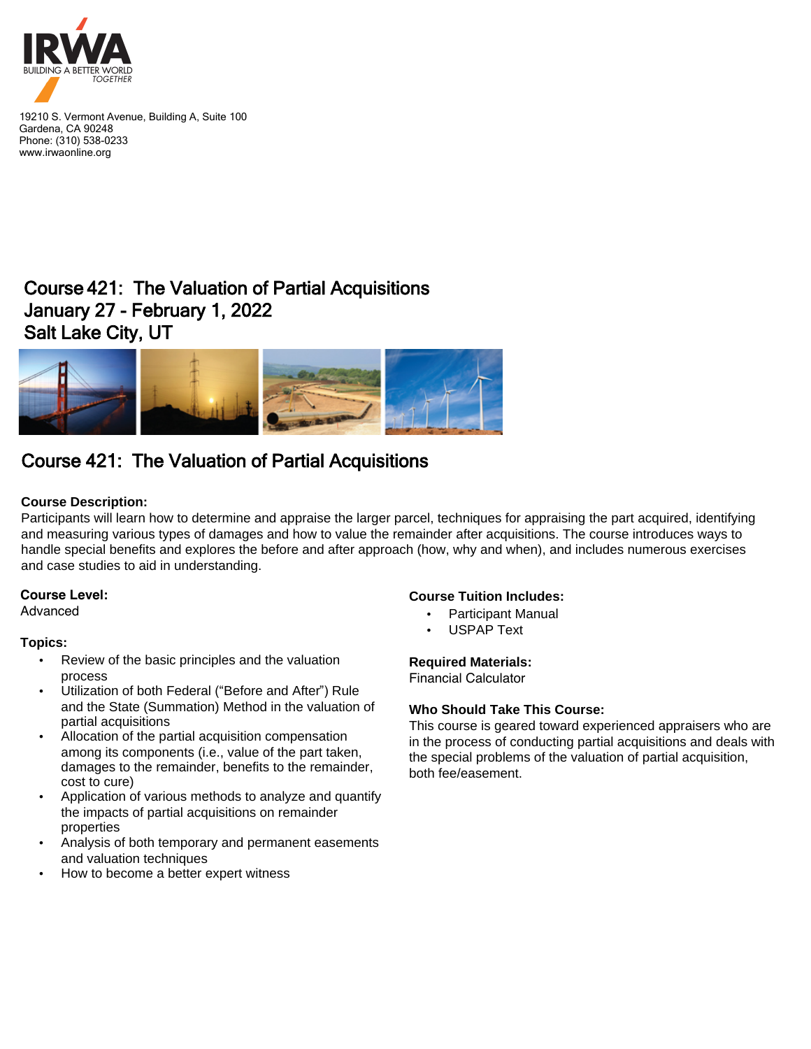IRWA
BUILDING A BETTER WORLD TOGETHER

19210 S. Vermont Avenue, Building A, Suite 100
Gardena, CA 90248
Phone: (310) 538-0233
www.irwaonline.org

# Course 421: The Valuation of Partial Acquisitions
# January 27 - February 1, 2022
# Salt Lake City, UT

## Course 421: The Valuation of Partial Acquisitions

**Course Description:**
Participants will learn how to determine and appraise the larger parcel, techniques for appraising the part acquired, identifying and measuring various types of damages and how to value the remainder after acquisitions. The course introduces ways to handle special benefits and explores the before and after approach (how, why and when), and includes numerous exercises and case studies to aid in understanding.

**Course Level:**
Advanced

**Topics:**

- Review of the basic principles and the valuation process
- Utilization of both Federal ("Before and After") Rule and the State (Summation) Method in the valuation of partial acquisitions
- Allocation of the partial acquisition compensation among its components (i.e., value of the part taken, damages to the remainder, benefits to the remainder, cost to cure)
- Application of various methods to analyze and quantify the impacts of partial acquisitions on remainder properties
- Analysis of both temporary and permanent easements and valuation techniques
- How to become a better expert witness

**Course Tuition Includes:**

- Participant Manual
- USPAP Text

**Required Materials:**
Financial Calculator

**Who Should Take This Course:**
This course is geared toward experienced appraisers who are in the process of conducting partial acquisitions and deals with the special problems of the valuation of partial acquisition, both fee/easement.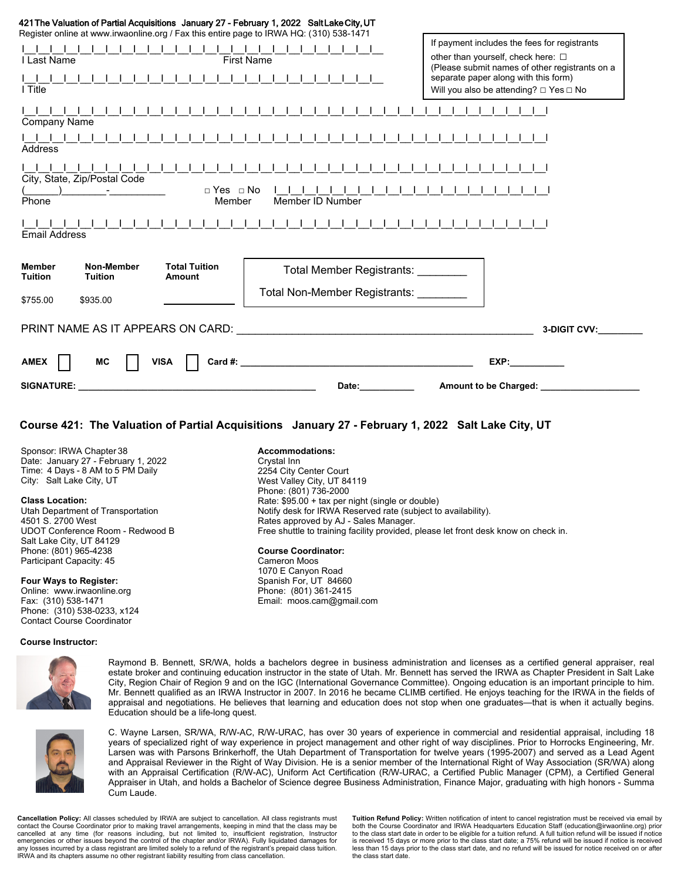**421 The Valuation of Partial Acquisitions January 27 - February 1, 2022 Salt Lake City, UT**

Register online at www.irwaonline.org / Fax this entire page to IRWA HQ: (310) 538-1471

If payment includes the fees for registrants other than yourself, check here: ☐
(Please submit names of other registrants on a separate paper along with this form)
Will you also be attending? ☐ Yes ☐ No

Last Name _______________ First Name _______________

Title _______________

Company Name _______________

Address _______________

City, State, Zip/Postal Code _______________

Phone (______)________-__________ ☐ Yes ☐ No Member Member ID Number _______________

Email Address _______________

| Member Tuition | Non-Member Tuition | Total Tuition Amount |
|---|---|---|
| $755.00 | $935.00 | ________ |

Total Member Registrants: ________

Total Non-Member Registrants: ________

PRINT NAME AS IT APPEARS ON CARD: ____________________ **3-DIGIT CVV:**________

**AMEX** ☐ **MC** ☐ **VISA** ☐ **Card #:** ____________________ **EXP:**__________

**SIGNATURE:** ____________________ **Date:**__________ **Amount to be Charged:** ____________________

## Course 421: The Valuation of Partial Acquisitions January 27 - February 1, 2022 Salt Lake City, UT

Sponsor: IRWA Chapter 38
Date: January 27 - February 1, 2022
Time: 4 Days - 8 AM to 5 PM Daily
City: Salt Lake City, UT

**Class Location:**
Utah Department of Transportation
4501 S. 2700 West
UDOT Conference Room - Redwood B
Salt Lake City, UT 84129
Phone: (801) 965-4238
Participant Capacity: 45

**Four Ways to Register:**
Online: www.irwaonline.org
Fax: (310) 538-1471
Phone: (310) 538-0233, x124
Contact Course Coordinator

**Accommodations:**
Crystal Inn
2254 City Center Court
West Valley City, UT 84119
Phone: (801) 736-2000
Rate: $95.00 + tax per night (single or double)
Notify desk for IRWA Reserved rate (subject to availability).
Rates approved by AJ - Sales Manager.
Free shuttle to training facility provided, please let front desk know on check in.

**Course Coordinator:**
Cameron Moos
1070 E Canyon Road
Spanish For, UT 84660
Phone: (801) 361-2415
Email: moos.cam@gmail.com

**Course Instructor:**

Raymond B. Bennett, SR/WA, holds a bachelors degree in business administration and licenses as a certified general appraiser, real estate broker and continuing education instructor in the state of Utah. Mr. Bennett has served the IRWA as Chapter President in Salt Lake City, Region Chair of Region 9 and on the IGC (International Governance Committee). Ongoing education is an important principle to him. Mr. Bennett qualified as an IRWA Instructor in 2007. In 2016 he became CLIMB certified. He enjoys teaching for the IRWA in the fields of appraisal and negotiations. He believes that learning and education does not stop when one graduates—that is when it actually begins. Education should be a life-long quest.

C. Wayne Larsen, SR/WA, R/W-AC, R/W-URAC, has over 30 years of experience in commercial and residential appraisal, including 18 years of specialized right of way experience in project management and other right of way disciplines. Prior to Horrocks Engineering, Mr. Larsen was with Parsons Brinkerhoff, the Utah Department of Transportation for twelve years (1995-2007) and served as a Lead Agent and Appraisal Reviewer in the Right of Way Division. He is a senior member of the International Right of Way Association (SR/WA) along with an Appraisal Certification (R/W-AC), Uniform Act Certification (R/W-URAC, a Certified Public Manager (CPM), a Certified General Appraiser in Utah, and holds a Bachelor of Science degree Business Administration, Finance Major, graduating with high honors - Summa Cum Laude.

**Cancellation Policy:** All classes scheduled by IRWA are subject to cancellation. All class registrants must contact the Course Coordinator prior to making travel arrangements, keeping in mind that the class may be cancelled at any time (for reasons including, but not limited to, insufficient registration, Instructor emergencies or other issues beyond the control of the chapter and/or IRWA). Fully liquidated damages for any losses incurred by a class registrant are limited solely to a refund of the registrant's prepaid class tuition. IRWA and its chapters assume no other registrant liability resulting from class cancellation.

**Tuition Refund Policy:** Written notification of intent to cancel registration must be received via email by both the Course Coordinator and IRWA Headquarters Education Staff (education@irwaonline.org) prior to the class start date in order to be eligible for a tuition refund. A full tuition refund will be issued if notice is received 15 days or more prior to the class start date; a 75% refund will be issued if notice is received less than 15 days prior to the class start date, and no refund will be issued for notice received on or after the class start date.